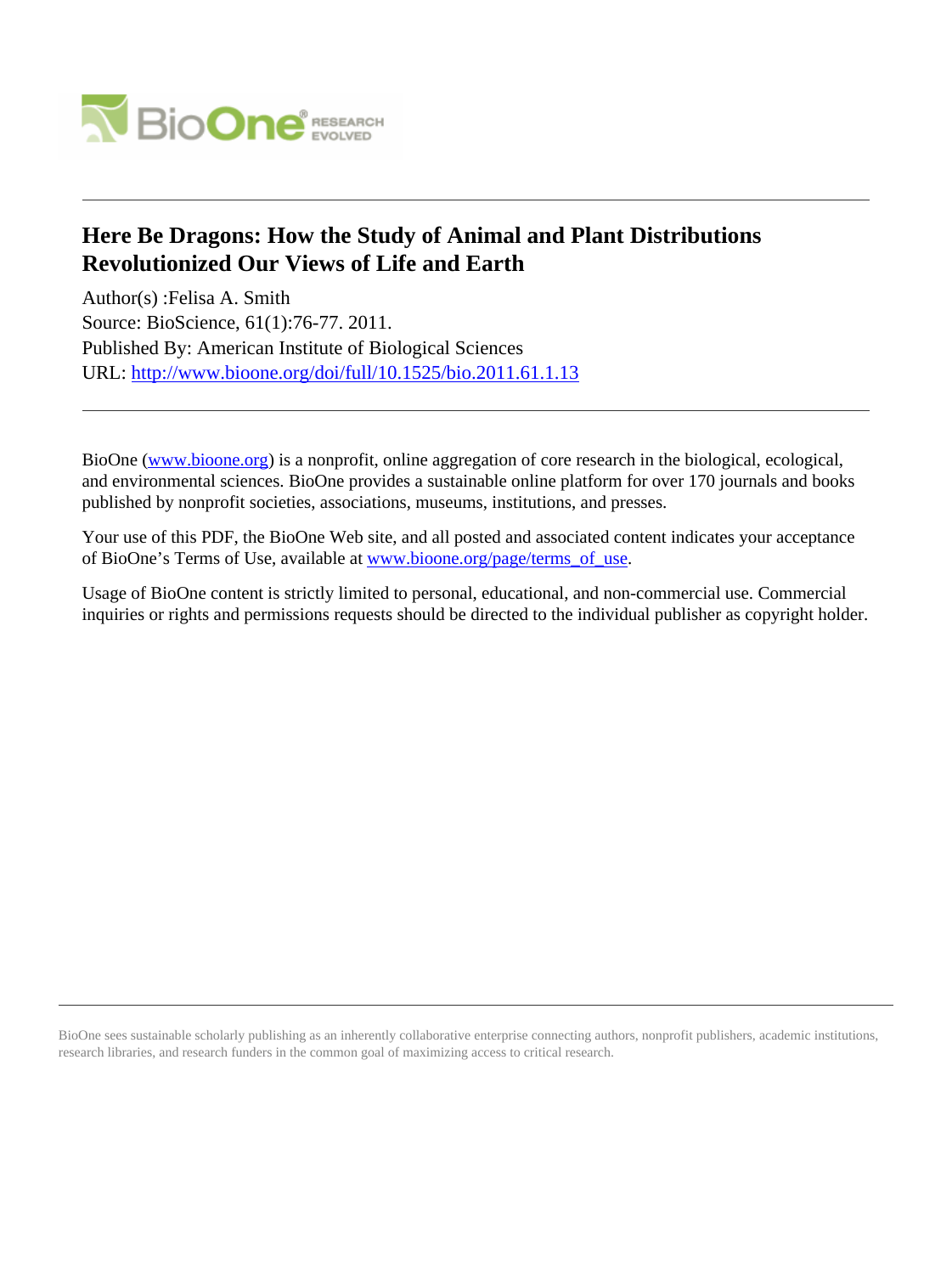# Here Be Dragons: How the Study of Animal and Plant Distributions Revolutionized Our Views of Life and Earth

Author(s) :Felisa A. Smith
Source: BioScience, 61(1):76-77. 2011.
Published By: American Institute of Biological Sciences
URL: http://www.bioone.org/doi/full/10.1525/bio.2011.61.1.13

BioOne (www.bioone.org) is a nonprofit, online aggregation of core research in the biological, ecological, and environmental sciences. BioOne provides a sustainable online platform for over 170 journals and books published by nonprofit societies, associations, museums, institutions, and presses.

Your use of this PDF, the BioOne Web site, and all posted and associated content indicates your acceptance of BioOne's Terms of Use, available at www.bioone.org/page/terms_of_use.

Usage of BioOne content is strictly limited to personal, educational, and non-commercial use. Commercial inquiries or rights and permissions requests should be directed to the individual publisher as copyright holder.

BioOne sees sustainable scholarly publishing as an inherently collaborative enterprise connecting authors, nonprofit publishers, academic institutions, research libraries, and research funders in the common goal of maximizing access to critical research.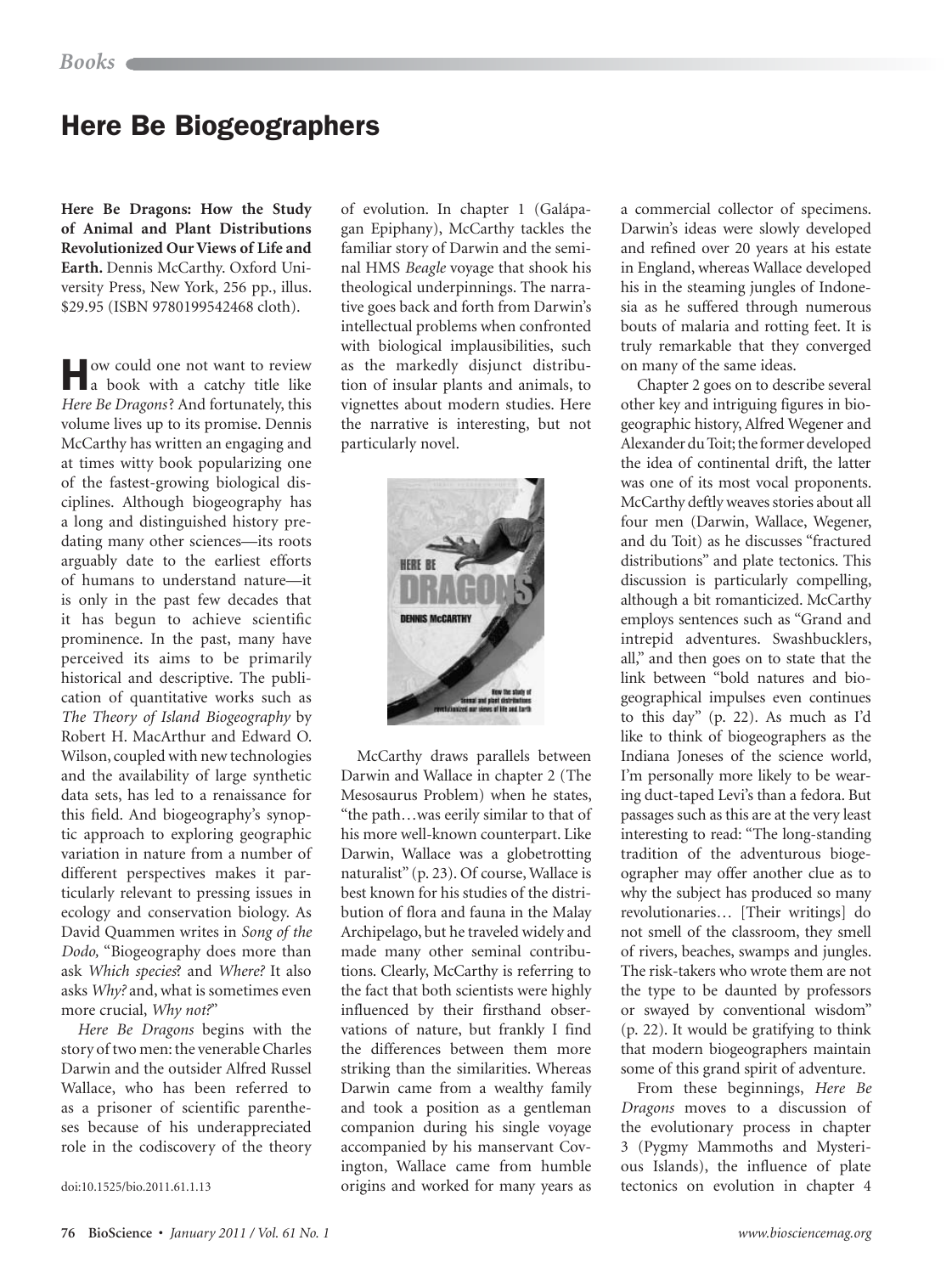# Here Be Biogeographers

**Here Be Dragons: How the Study of Animal and Plant Distributions Revolutionized Our Views of Life and Earth.** Dennis McCarthy. Oxford University Press, New York, 256 pp., illus. $29.95 (ISBN 9780199542468 cloth).

How could one not want to review a book with a catchy title like *Here Be Dragons*? And fortunately, this volume lives up to its promise. Dennis McCarthy has written an engaging and at times witty book popularizing one of the fastest-growing biological disciplines. Although biogeography has a long and distinguished history predating many other sciences—its roots arguably date to the earliest efforts of humans to understand nature—it is only in the past few decades that it has begun to achieve scientific prominence. In the past, many have perceived its aims to be primarily historical and descriptive. The publication of quantitative works such as *The Theory of Island Biogeography* by Robert H. MacArthur and Edward O. Wilson, coupled with new technologies and the availability of large synthetic data sets, has led to a renaissance for this field. And biogeography's synoptic approach to exploring geographic variation in nature from a number of different perspectives makes it particularly relevant to pressing issues in ecology and conservation biology. As David Quammen writes in *Song of the Dodo,* "Biogeography does more than ask *Which species*? and *Where?* It also asks *Why?* and, what is sometimes even more crucial, *Why not?*"

*Here Be Dragons* begins with the story of two men: the venerable Charles Darwin and the outsider Alfred Russel Wallace, who has been referred to as a prisoner of scientific parentheses because of his underappreciated role in the codiscovery of the theory of evolution. In chapter 1 (Galápagan Epiphany), McCarthy tackles the familiar story of Darwin and the seminal HMS *Beagle* voyage that shook his theological underpinnings. The narrative goes back and forth from Darwin's intellectual problems when confronted with biological implausibilities, such as the markedly disjunct distribution of insular plants and animals, to vignettes about modern studies. Here the narrative is interesting, but not particularly novel.

McCarthy draws parallels between Darwin and Wallace in chapter 2 (The Mesosaurus Problem) when he states, "the path…was eerily similar to that of his more well-known counterpart. Like Darwin, Wallace was a globetrotting naturalist" (p. 23). Of course, Wallace is best known for his studies of the distribution of flora and fauna in the Malay Archipelago, but he traveled widely and made many other seminal contributions. Clearly, McCarthy is referring to the fact that both scientists were highly influenced by their firsthand observations of nature, but frankly I find the differences between them more striking than the similarities. Whereas Darwin came from a wealthy family and took a position as a gentleman companion during his single voyage accompanied by his manservant Covington, Wallace came from humble origins and worked for many years as a commercial collector of specimens. Darwin's ideas were slowly developed and refined over 20 years at his estate in England, whereas Wallace developed his in the steaming jungles of Indonesia as he suffered through numerous bouts of malaria and rotting feet. It is truly remarkable that they converged on many of the same ideas.

Chapter 2 goes on to describe several other key and intriguing figures in biogeographic history, Alfred Wegener and Alexander du Toit; the former developed the idea of continental drift, the latter was one of its most vocal proponents. McCarthy deftly weaves stories about all four men (Darwin, Wallace, Wegener, and du Toit) as he discusses "fractured distributions" and plate tectonics. This discussion is particularly compelling, although a bit romanticized. McCarthy employs sentences such as "Grand and intrepid adventures. Swashbucklers, all," and then goes on to state that the link between "bold natures and biogeographical impulses even continues to this day" (p. 22). As much as I'd like to think of biogeographers as the Indiana Joneses of the science world, I'm personally more likely to be wearing duct-taped Levi's than a fedora. But passages such as this are at the very least interesting to read: "The long-standing tradition of the adventurous biogeographer may offer another clue as to why the subject has produced so many revolutionaries… [Their writings] do not smell of the classroom, they smell of rivers, beaches, swamps and jungles. The risk-takers who wrote them are not the type to be daunted by professors or swayed by conventional wisdom" (p. 22). It would be gratifying to think that modern biogeographers maintain some of this grand spirit of adventure.

From these beginnings, *Here Be Dragons* moves to a discussion of the evolutionary process in chapter 3 (Pygmy Mammoths and Mysterious Islands), the influence of plate tectonics on evolution in chapter 4

doi:10.1525/bio.2011.61.1.13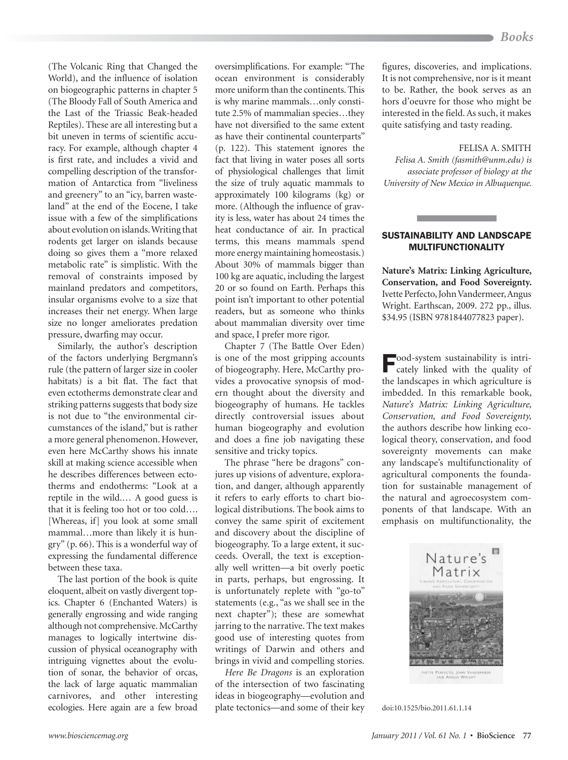(The Volcanic Ring that Changed the World), and the influence of isolation on biogeographic patterns in chapter 5 (The Bloody Fall of South America and the Last of the Triassic Beak-headed Reptiles). These are all interesting but a bit uneven in terms of scientific accuracy. For example, although chapter 4 is first rate, and includes a vivid and compelling description of the transformation of Antarctica from "liveliness and greenery" to an "icy, barren wasteland" at the end of the Eocene, I take issue with a few of the simplifications about evolution on islands. Writing that rodents get larger on islands because doing so gives them a "more relaxed metabolic rate" is simplistic. With the removal of constraints imposed by mainland predators and competitors, insular organisms evolve to a size that increases their net energy. When large size no longer ameliorates predation pressure, dwarfing may occur.

Similarly, the author's description of the factors underlying Bergmann's rule (the pattern of larger size in cooler habitats) is a bit flat. The fact that even ectotherms demonstrate clear and striking patterns suggests that body size is not due to "the environmental circumstances of the island," but is rather a more general phenomenon. However, even here McCarthy shows his innate skill at making science accessible when he describes differences between ectotherms and endotherms: "Look at a reptile in the wild.… A good guess is that it is feeling too hot or too cold…. [Whereas, if] you look at some small mammal…more than likely it is hungry" (p. 66). This is a wonderful way of expressing the fundamental difference between these taxa.

The last portion of the book is quite eloquent, albeit on vastly divergent topics. Chapter 6 (Enchanted Waters) is generally engrossing and wide ranging although not comprehensive. McCarthy manages to logically intertwine discussion of physical oceanography with intriguing vignettes about the evolution of sonar, the behavior of orcas, the lack of large aquatic mammalian carnivores, and other interesting ecologies. Here again are a few broad oversimplifications. For example: "The ocean environment is considerably more uniform than the continents. This is why marine mammals…only constitute 2.5% of mammalian species…they have not diversified to the same extent as have their continental counterparts" (p. 122). This statement ignores the fact that living in water poses all sorts of physiological challenges that limit the size of truly aquatic mammals to approximately 100 kilograms (kg) or more. (Although the influence of gravity is less, water has about 24 times the heat conductance of air. In practical terms, this means mammals spend more energy maintaining homeostasis.) About 30% of mammals bigger than 100 kg are aquatic, including the largest 20 or so found on Earth. Perhaps this point isn't important to other potential readers, but as someone who thinks about mammalian diversity over time and space, I prefer more rigor.

Chapter 7 (The Battle Over Eden) is one of the most gripping accounts of biogeography. Here, McCarthy provides a provocative synopsis of modern thought about the diversity and biogeography of humans. He tackles directly controversial issues about human biogeography and evolution and does a fine job navigating these sensitive and tricky topics.

The phrase "here be dragons" conjures up visions of adventure, exploration, and danger, although apparently it refers to early efforts to chart biological distributions. The book aims to convey the same spirit of excitement and discovery about the discipline of biogeography. To a large extent, it succeeds. Overall, the text is exceptionally well written—a bit overly poetic in parts, perhaps, but engrossing. It is unfortunately replete with "go-to" statements (e.g., "as we shall see in the next chapter"); these are somewhat jarring to the narrative. The text makes good use of interesting quotes from writings of Darwin and others and brings in vivid and compelling stories.

*Here Be Dragons* is an exploration of the intersection of two fascinating ideas in biogeography—evolution and plate tectonics—and some of their key figures, discoveries, and implications. It is not comprehensive, nor is it meant to be. Rather, the book serves as an hors d'oeuvre for those who might be interested in the field. As such, it makes quite satisfying and tasty reading.

FELISA A. SMITH

*Felisa A. Smith (fasmith@unm.edu) is associate professor of biology at the University of New Mexico in Albuquerque.*

## SUSTAINABILITY AND LANDSCAPE MULTIFUNCTIONALITY

**Nature's Matrix: Linking Agriculture, Conservation, and Food Sovereignty.** Ivette Perfecto, John Vandermeer, Angus Wright. Earthscan, 2009. 272 pp., illus. $34.95 (ISBN 9781844077823 paper).

Food-system sustainability is intricately linked with the quality of the landscapes in which agriculture is imbedded. In this remarkable book, *Nature's Matrix: Linking Agriculture, Conservation, and Food Sovereignty,* the authors describe how linking ecological theory, conservation, and food sovereignty movements can make any landscape's multifunctionality of agricultural components the foundation for sustainable management of the natural and agroecosystem components of that landscape. With an emphasis on multifunctionality, the

doi:10.1525/bio.2011.61.1.14